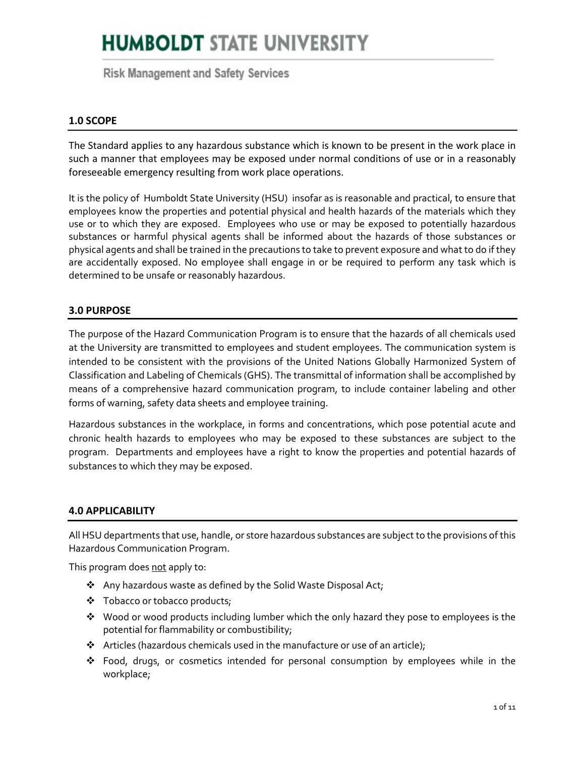# HUMBOLDT STATE UNIVERSITY

Risk Management and Safety Services

## 1.0 SCOPE

The Standard applies to any hazardous substance which is known to be present in the work place in such a manner that employees may be exposed under normal conditions of use or in a reasonably foreseeable emergency resulting from work place operations.

It is the policy of Humboldt State University (HSU) insofar as is reasonable and practical, to ensure that employees know the properties and potential physical and health hazards of the materials which they use or to which they are exposed. Employees who use or may be exposed to potentially hazardous substances or harmful physical agents shall be informed about the hazards of those substances or physical agents and shall be trained in the precautions to take to prevent exposure and what to do if they are accidentally exposed. No employee shall engage in or be required to perform any task which is determined to be unsafe or reasonably hazardous.

## 3.0 PURPOSE

The purpose of the Hazard Communication Program is to ensure that the hazards of all chemicals used at the University are transmitted to employees and student employees. The communication system is intended to be consistent with the provisions of the United Nations Globally Harmonized System of Classification and Labeling of Chemicals (GHS). The transmittal of information shall be accomplished by means of a comprehensive hazard communication program, to include container labeling and other forms of warning, safety data sheets and employee training.

Hazardous substances in the workplace, in forms and concentrations, which pose potential acute and chronic health hazards to employees who may be exposed to these substances are subject to the program. Departments and employees have a right to know the properties and potential hazards of substances to which they may be exposed.

## 4.0 APPLICABILITY

All HSU departments that use, handle, or store hazardous substances are subject to the provisions of this Hazardous Communication Program.

This program does <u>not</u> apply to:

- Any hazardous waste as defined by the Solid Waste Disposal Act;
- Tobacco or tobacco products;
- Wood or wood products including lumber which the only hazard they pose to employees is the potential for flammability or combustibility;
- Articles (hazardous chemicals used in the manufacture or use of an article);
- Food, drugs, or cosmetics intended for personal consumption by employees while in the workplace;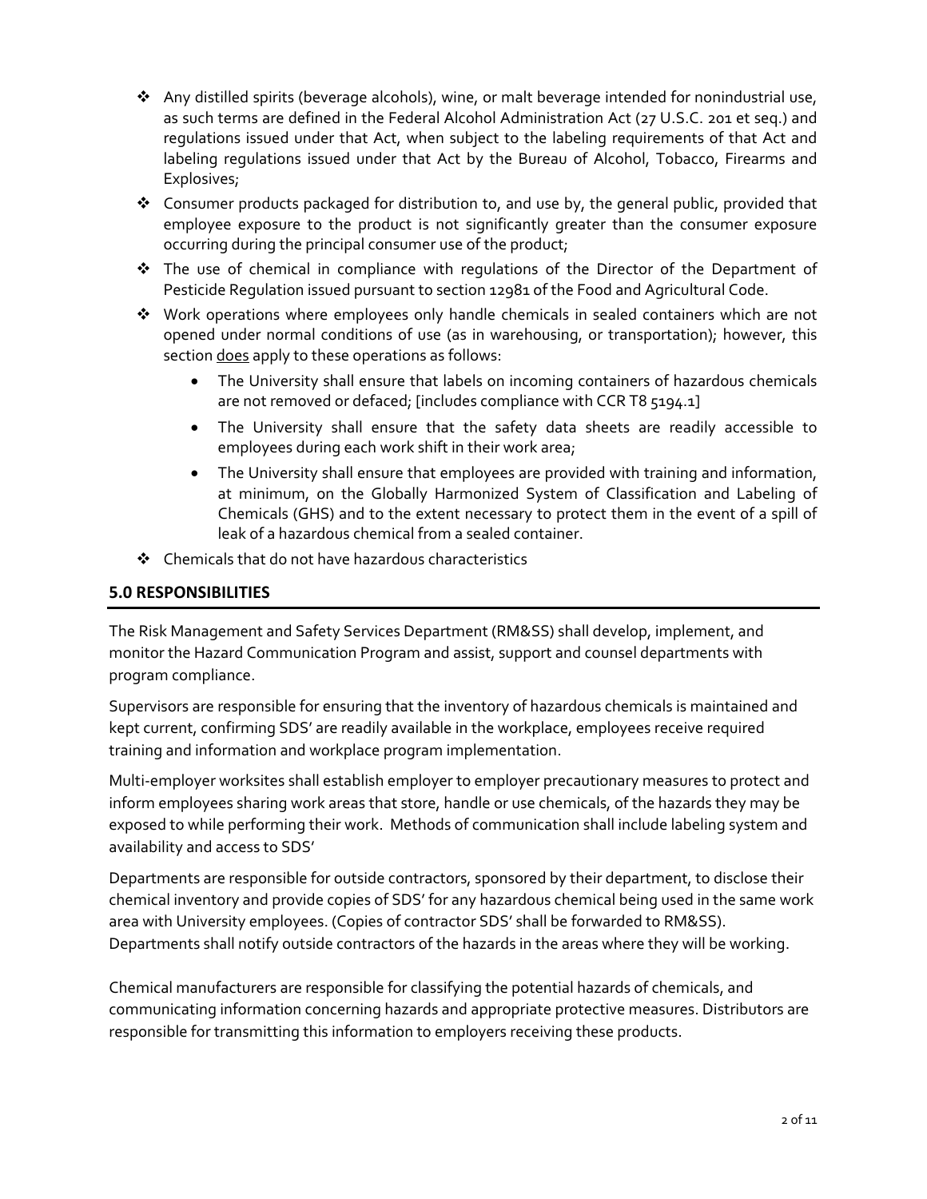- Any distilled spirits (beverage alcohols), wine, or malt beverage intended for nonindustrial use, as such terms are defined in the Federal Alcohol Administration Act (27 U.S.C. 201 et seq.) and regulations issued under that Act, when subject to the labeling requirements of that Act and labeling regulations issued under that Act by the Bureau of Alcohol, Tobacco, Firearms and Explosives;
- Consumer products packaged for distribution to, and use by, the general public, provided that employee exposure to the product is not significantly greater than the consumer exposure occurring during the principal consumer use of the product;
- The use of chemical in compliance with regulations of the Director of the Department of Pesticide Regulation issued pursuant to section 12981 of the Food and Agricultural Code.
- Work operations where employees only handle chemicals in sealed containers which are not opened under normal conditions of use (as in warehousing, or transportation); however, this section <u>does</u> apply to these operations as follows:
  - The University shall ensure that labels on incoming containers of hazardous chemicals are not removed or defaced; [includes compliance with CCR T8 5194.1]
  - The University shall ensure that the safety data sheets are readily accessible to employees during each work shift in their work area;
  - The University shall ensure that employees are provided with training and information, at minimum, on the Globally Harmonized System of Classification and Labeling of Chemicals (GHS) and to the extent necessary to protect them in the event of a spill of leak of a hazardous chemical from a sealed container.
- Chemicals that do not have hazardous characteristics

## 5.0 RESPONSIBILITIES

The Risk Management and Safety Services Department (RM&SS) shall develop, implement, and monitor the Hazard Communication Program and assist, support and counsel departments with program compliance.

Supervisors are responsible for ensuring that the inventory of hazardous chemicals is maintained and kept current, confirming SDS' are readily available in the workplace, employees receive required training and information and workplace program implementation.

Multi-employer worksites shall establish employer to employer precautionary measures to protect and inform employees sharing work areas that store, handle or use chemicals, of the hazards they may be exposed to while performing their work. Methods of communication shall include labeling system and availability and access to SDS'

Departments are responsible for outside contractors, sponsored by their department, to disclose their chemical inventory and provide copies of SDS' for any hazardous chemical being used in the same work area with University employees. (Copies of contractor SDS' shall be forwarded to RM&SS). Departments shall notify outside contractors of the hazards in the areas where they will be working.

Chemical manufacturers are responsible for classifying the potential hazards of chemicals, and communicating information concerning hazards and appropriate protective measures. Distributors are responsible for transmitting this information to employers receiving these products.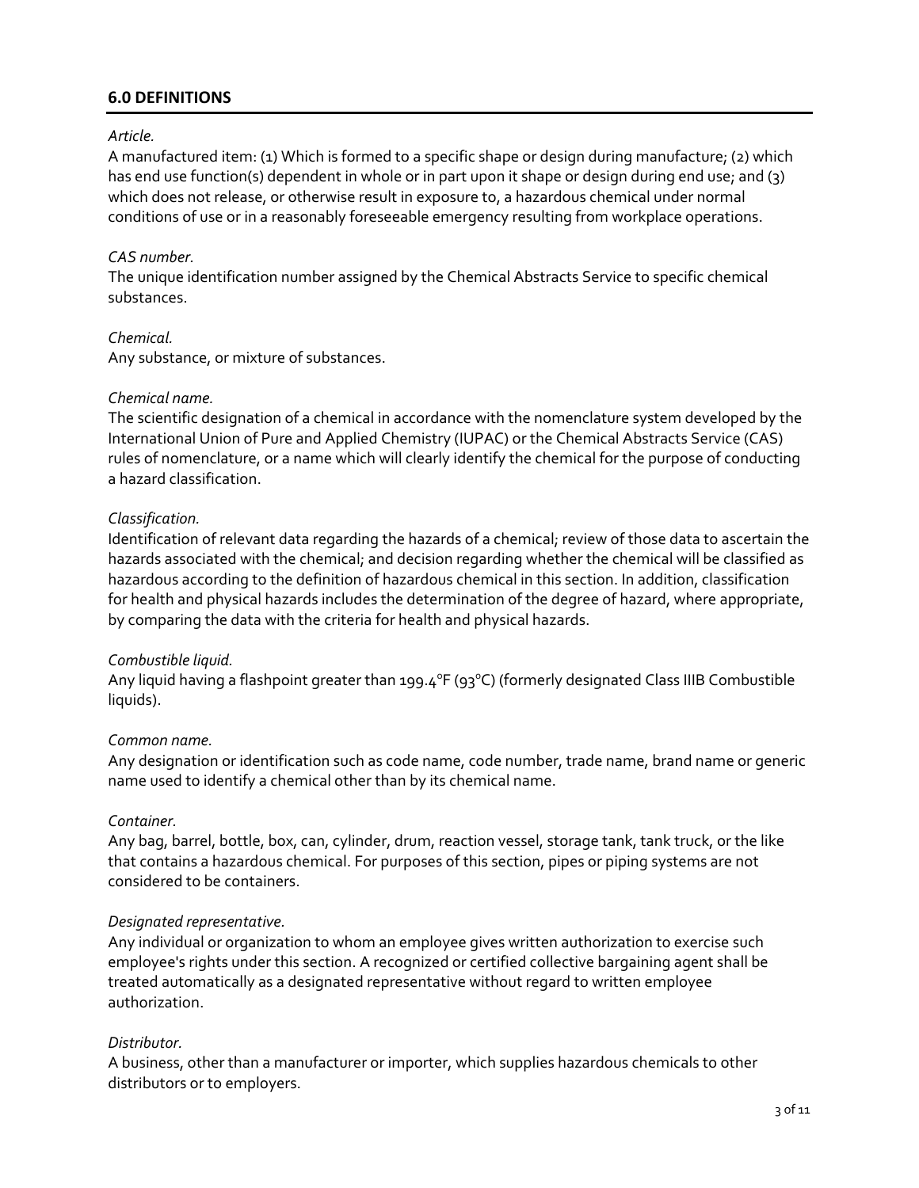## 6.0 DEFINITIONS

*Article.*
A manufactured item: (1) Which is formed to a specific shape or design during manufacture; (2) which has end use function(s) dependent in whole or in part upon it shape or design during end use; and (3) which does not release, or otherwise result in exposure to, a hazardous chemical under normal conditions of use or in a reasonably foreseeable emergency resulting from workplace operations.

*CAS number.*
The unique identification number assigned by the Chemical Abstracts Service to specific chemical substances.

*Chemical.*
Any substance, or mixture of substances.

*Chemical name.*
The scientific designation of a chemical in accordance with the nomenclature system developed by the International Union of Pure and Applied Chemistry (IUPAC) or the Chemical Abstracts Service (CAS) rules of nomenclature, or a name which will clearly identify the chemical for the purpose of conducting a hazard classification.

*Classification.*
Identification of relevant data regarding the hazards of a chemical; review of those data to ascertain the hazards associated with the chemical; and decision regarding whether the chemical will be classified as hazardous according to the definition of hazardous chemical in this section. In addition, classification for health and physical hazards includes the determination of the degree of hazard, where appropriate, by comparing the data with the criteria for health and physical hazards.

*Combustible liquid.*
Any liquid having a flashpoint greater than 199.4°F (93°C) (formerly designated Class IIIB Combustible liquids).

*Common name.*
Any designation or identification such as code name, code number, trade name, brand name or generic name used to identify a chemical other than by its chemical name.

*Container.*
Any bag, barrel, bottle, box, can, cylinder, drum, reaction vessel, storage tank, tank truck, or the like that contains a hazardous chemical. For purposes of this section, pipes or piping systems are not considered to be containers.

*Designated representative.*
Any individual or organization to whom an employee gives written authorization to exercise such employee's rights under this section. A recognized or certified collective bargaining agent shall be treated automatically as a designated representative without regard to written employee authorization.

*Distributor.*
A business, other than a manufacturer or importer, which supplies hazardous chemicals to other distributors or to employers.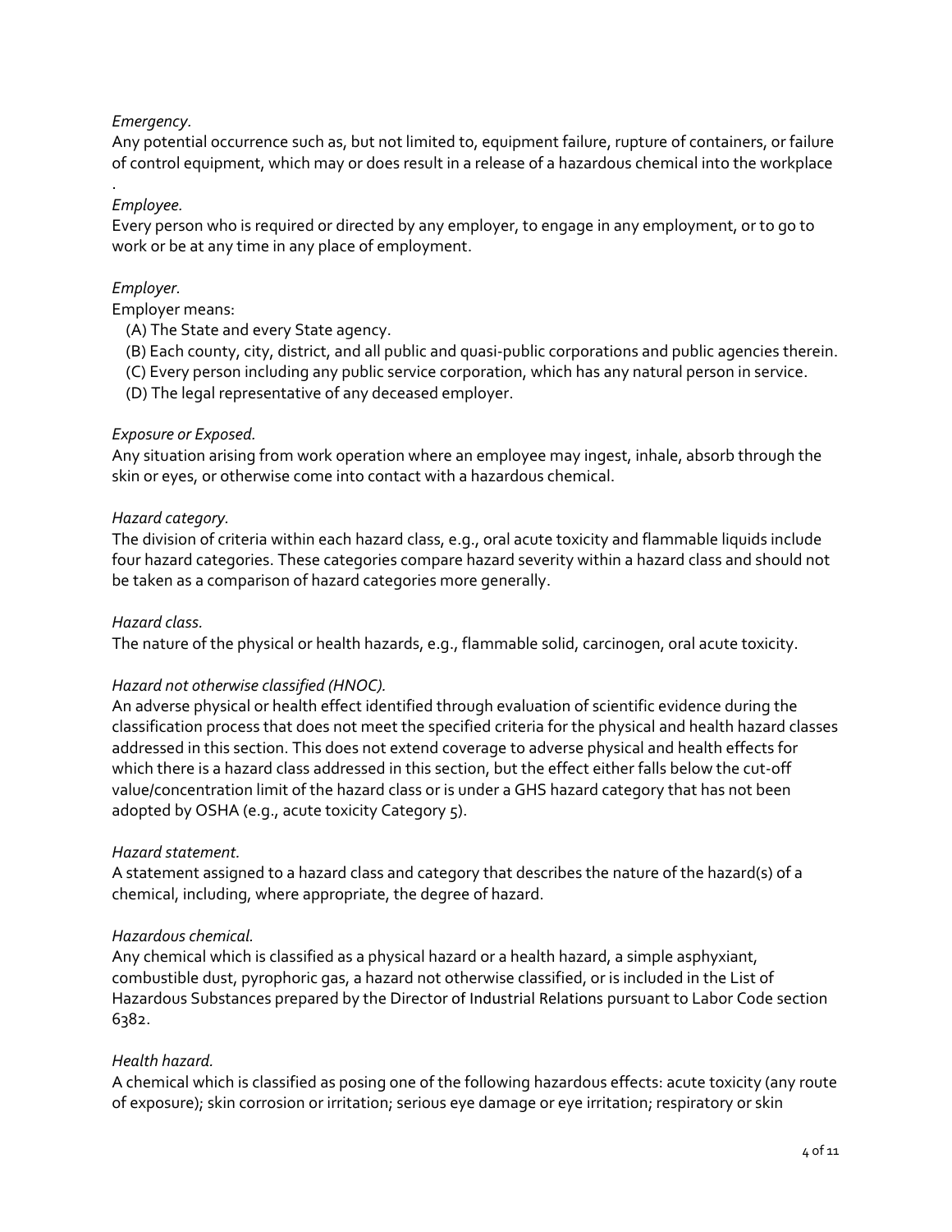*Emergency.*
Any potential occurrence such as, but not limited to, equipment failure, rupture of containers, or failure of control equipment, which may or does result in a release of a hazardous chemical into the workplace
.

*Employee.*
Every person who is required or directed by any employer, to engage in any employment, or to go to work or be at any time in any place of employment.

*Employer.*
Employer means:

(A) The State and every State agency.
(B) Each county, city, district, and all public and quasi-public corporations and public agencies therein.
(C) Every person including any public service corporation, which has any natural person in service.
(D) The legal representative of any deceased employer.

*Exposure or Exposed.*
Any situation arising from work operation where an employee may ingest, inhale, absorb through the skin or eyes, or otherwise come into contact with a hazardous chemical.

*Hazard category.*
The division of criteria within each hazard class, e.g., oral acute toxicity and flammable liquids include four hazard categories. These categories compare hazard severity within a hazard class and should not be taken as a comparison of hazard categories more generally.

*Hazard class.*
The nature of the physical or health hazards, e.g., flammable solid, carcinogen, oral acute toxicity.

*Hazard not otherwise classified (HNOC).*
An adverse physical or health effect identified through evaluation of scientific evidence during the classification process that does not meet the specified criteria for the physical and health hazard classes addressed in this section. This does not extend coverage to adverse physical and health effects for which there is a hazard class addressed in this section, but the effect either falls below the cut-off value/concentration limit of the hazard class or is under a GHS hazard category that has not been adopted by OSHA (e.g., acute toxicity Category 5).

*Hazard statement.*
A statement assigned to a hazard class and category that describes the nature of the hazard(s) of a chemical, including, where appropriate, the degree of hazard.

*Hazardous chemical.*
Any chemical which is classified as a physical hazard or a health hazard, a simple asphyxiant, combustible dust, pyrophoric gas, a hazard not otherwise classified, or is included in the List of Hazardous Substances prepared by the Director of Industrial Relations pursuant to Labor Code section 6382.

*Health hazard.*
A chemical which is classified as posing one of the following hazardous effects: acute toxicity (any route of exposure); skin corrosion or irritation; serious eye damage or eye irritation; respiratory or skin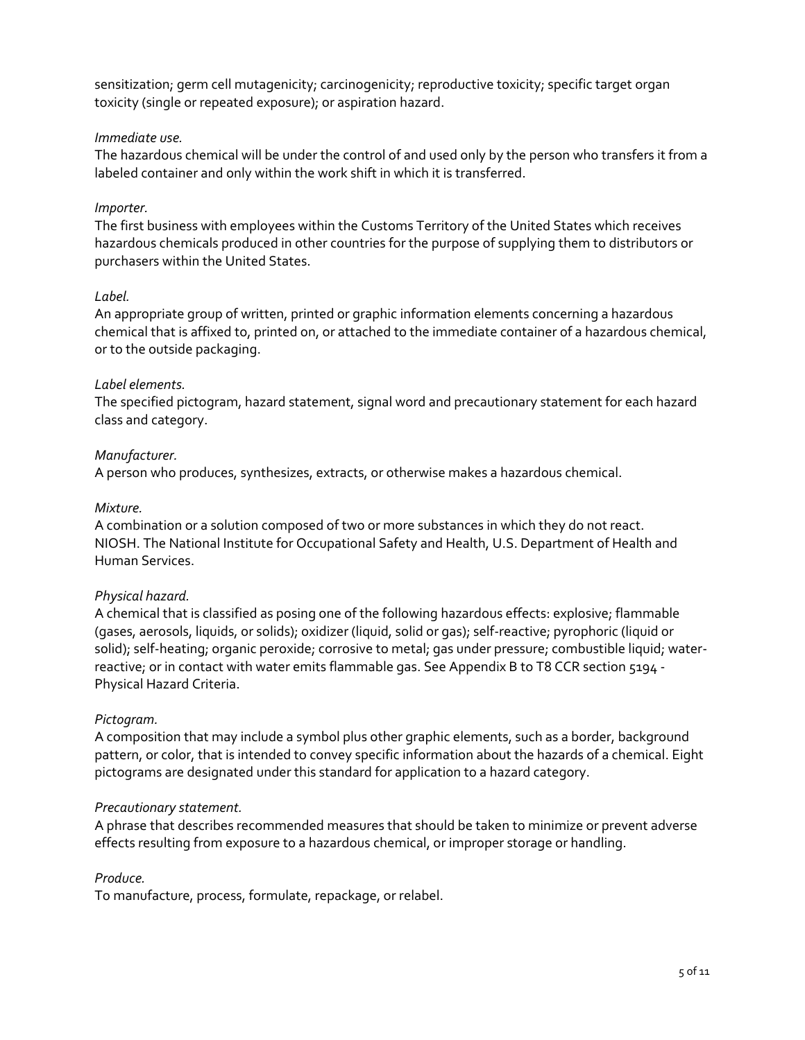sensitization; germ cell mutagenicity; carcinogenicity; reproductive toxicity; specific target organ toxicity (single or repeated exposure); or aspiration hazard.

*Immediate use.*
The hazardous chemical will be under the control of and used only by the person who transfers it from a labeled container and only within the work shift in which it is transferred.

*Importer.*
The first business with employees within the Customs Territory of the United States which receives hazardous chemicals produced in other countries for the purpose of supplying them to distributors or purchasers within the United States.

*Label.*
An appropriate group of written, printed or graphic information elements concerning a hazardous chemical that is affixed to, printed on, or attached to the immediate container of a hazardous chemical, or to the outside packaging.

*Label elements.*
The specified pictogram, hazard statement, signal word and precautionary statement for each hazard class and category.

*Manufacturer.*
A person who produces, synthesizes, extracts, or otherwise makes a hazardous chemical.

*Mixture.*
A combination or a solution composed of two or more substances in which they do not react.
NIOSH. The National Institute for Occupational Safety and Health, U.S. Department of Health and Human Services.

*Physical hazard.*
A chemical that is classified as posing one of the following hazardous effects: explosive; flammable (gases, aerosols, liquids, or solids); oxidizer (liquid, solid or gas); self-reactive; pyrophoric (liquid or solid); self-heating; organic peroxide; corrosive to metal; gas under pressure; combustible liquid; water-reactive; or in contact with water emits flammable gas. See Appendix B to T8 CCR section 5194 - Physical Hazard Criteria.

*Pictogram.*
A composition that may include a symbol plus other graphic elements, such as a border, background pattern, or color, that is intended to convey specific information about the hazards of a chemical. Eight pictograms are designated under this standard for application to a hazard category.

*Precautionary statement.*
A phrase that describes recommended measures that should be taken to minimize or prevent adverse effects resulting from exposure to a hazardous chemical, or improper storage or handling.

*Produce.*
To manufacture, process, formulate, repackage, or relabel.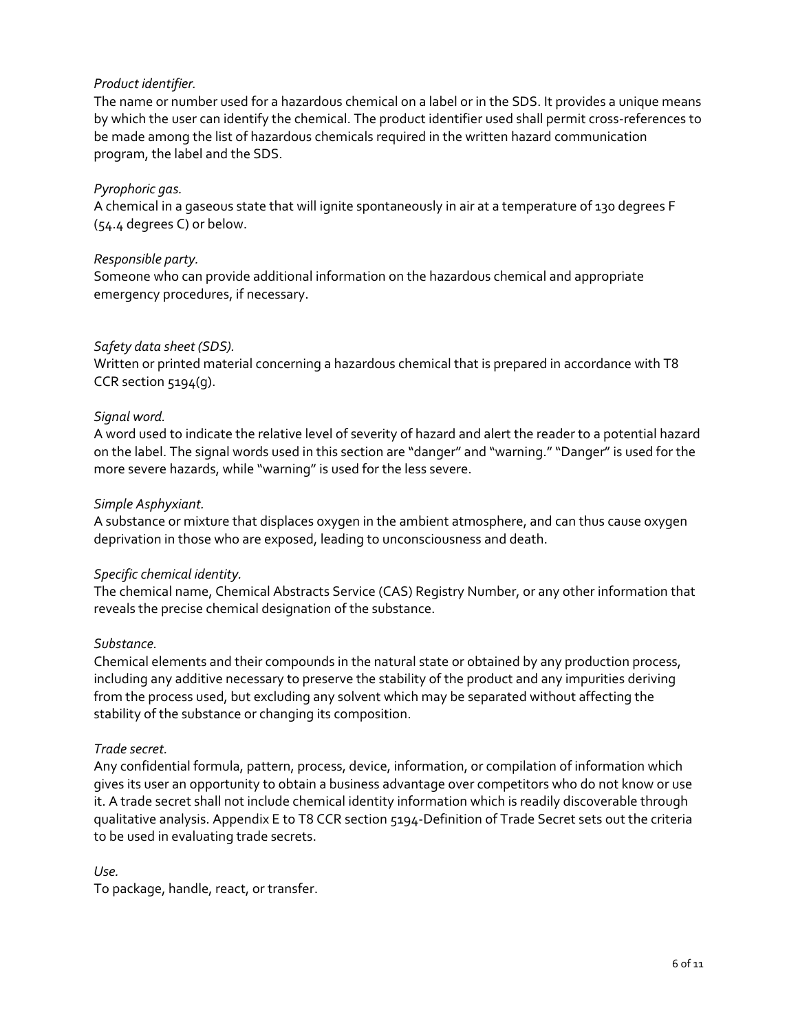*Product identifier.*
The name or number used for a hazardous chemical on a label or in the SDS. It provides a unique means by which the user can identify the chemical. The product identifier used shall permit cross-references to be made among the list of hazardous chemicals required in the written hazard communication program, the label and the SDS.

*Pyrophoric gas.*
A chemical in a gaseous state that will ignite spontaneously in air at a temperature of 130 degrees F (54.4 degrees C) or below.

*Responsible party.*
Someone who can provide additional information on the hazardous chemical and appropriate emergency procedures, if necessary.

*Safety data sheet (SDS).*
Written or printed material concerning a hazardous chemical that is prepared in accordance with T8 CCR section 5194(g).

*Signal word.*
A word used to indicate the relative level of severity of hazard and alert the reader to a potential hazard on the label. The signal words used in this section are "danger" and "warning." "Danger" is used for the more severe hazards, while "warning" is used for the less severe.

*Simple Asphyxiant.*
A substance or mixture that displaces oxygen in the ambient atmosphere, and can thus cause oxygen deprivation in those who are exposed, leading to unconsciousness and death.

*Specific chemical identity.*
The chemical name, Chemical Abstracts Service (CAS) Registry Number, or any other information that reveals the precise chemical designation of the substance.

*Substance.*
Chemical elements and their compounds in the natural state or obtained by any production process, including any additive necessary to preserve the stability of the product and any impurities deriving from the process used, but excluding any solvent which may be separated without affecting the stability of the substance or changing its composition.

*Trade secret.*
Any confidential formula, pattern, process, device, information, or compilation of information which gives its user an opportunity to obtain a business advantage over competitors who do not know or use it. A trade secret shall not include chemical identity information which is readily discoverable through qualitative analysis. Appendix E to T8 CCR section 5194-Definition of Trade Secret sets out the criteria to be used in evaluating trade secrets.

*Use.*
To package, handle, react, or transfer.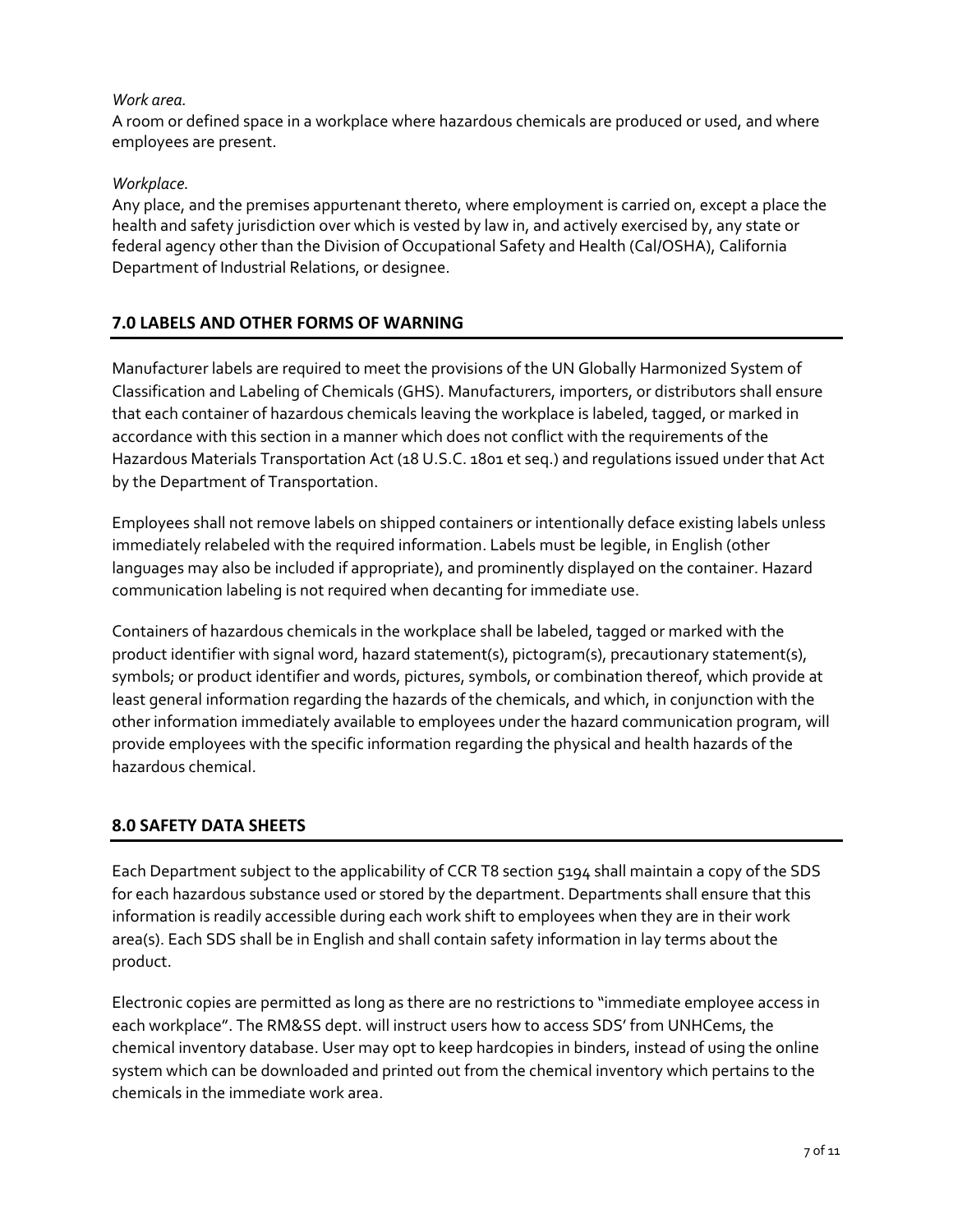*Work area.*
A room or defined space in a workplace where hazardous chemicals are produced or used, and where employees are present.

*Workplace.*
Any place, and the premises appurtenant thereto, where employment is carried on, except a place the health and safety jurisdiction over which is vested by law in, and actively exercised by, any state or federal agency other than the Division of Occupational Safety and Health (Cal/OSHA), California Department of Industrial Relations, or designee.

## 7.0 LABELS AND OTHER FORMS OF WARNING

Manufacturer labels are required to meet the provisions of the UN Globally Harmonized System of Classification and Labeling of Chemicals (GHS). Manufacturers, importers, or distributors shall ensure that each container of hazardous chemicals leaving the workplace is labeled, tagged, or marked in accordance with this section in a manner which does not conflict with the requirements of the Hazardous Materials Transportation Act (18 U.S.C. 1801 et seq.) and regulations issued under that Act by the Department of Transportation.

Employees shall not remove labels on shipped containers or intentionally deface existing labels unless immediately relabeled with the required information. Labels must be legible, in English (other languages may also be included if appropriate), and prominently displayed on the container. Hazard communication labeling is not required when decanting for immediate use.

Containers of hazardous chemicals in the workplace shall be labeled, tagged or marked with the product identifier with signal word, hazard statement(s), pictogram(s), precautionary statement(s), symbols; or product identifier and words, pictures, symbols, or combination thereof, which provide at least general information regarding the hazards of the chemicals, and which, in conjunction with the other information immediately available to employees under the hazard communication program, will provide employees with the specific information regarding the physical and health hazards of the hazardous chemical.

## 8.0 SAFETY DATA SHEETS

Each Department subject to the applicability of CCR T8 section 5194 shall maintain a copy of the SDS for each hazardous substance used or stored by the department. Departments shall ensure that this information is readily accessible during each work shift to employees when they are in their work area(s). Each SDS shall be in English and shall contain safety information in lay terms about the product.

Electronic copies are permitted as long as there are no restrictions to "immediate employee access in each workplace". The RM&SS dept. will instruct users how to access SDS' from UNHCems, the chemical inventory database. User may opt to keep hardcopies in binders, instead of using the online system which can be downloaded and printed out from the chemical inventory which pertains to the chemicals in the immediate work area.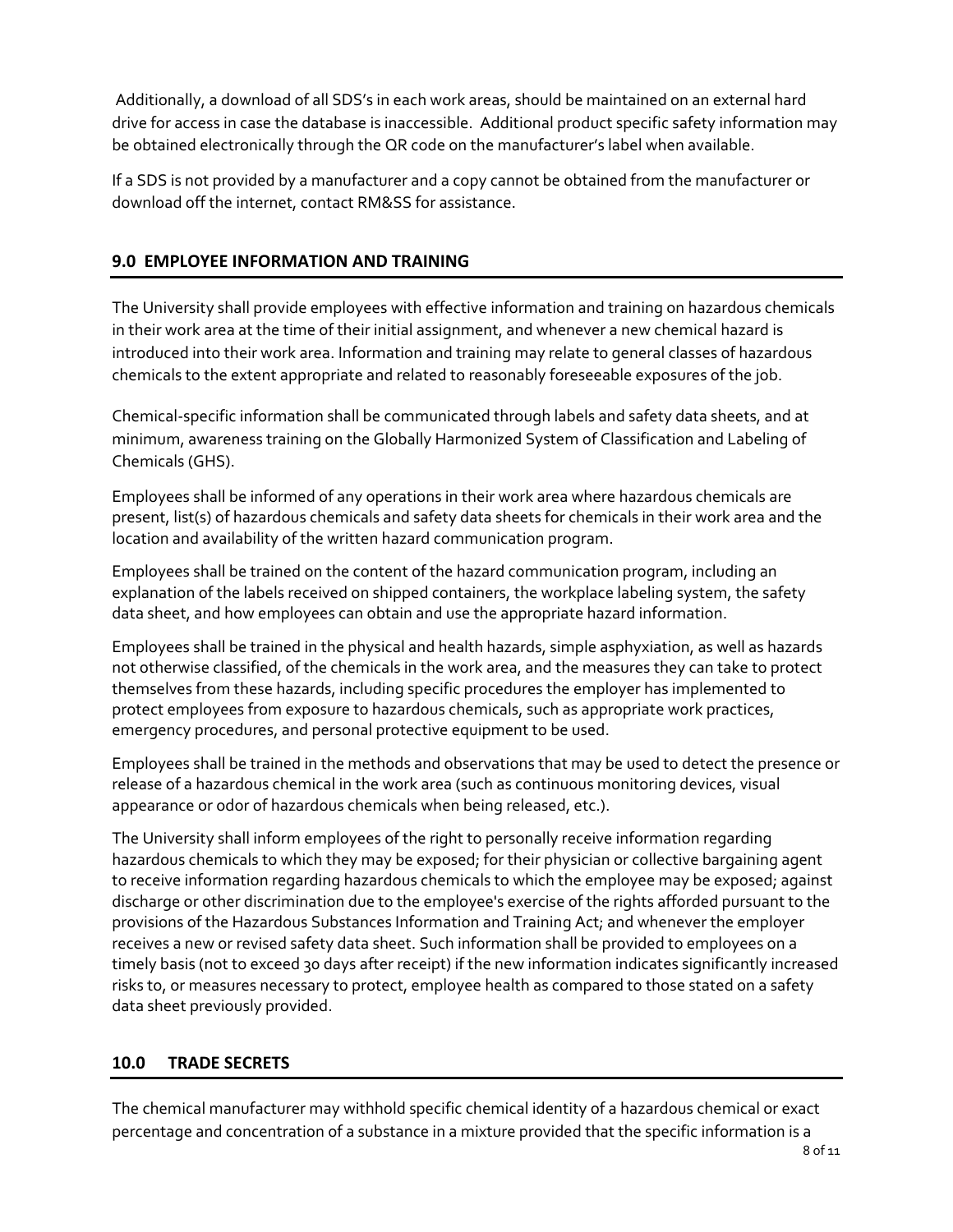Additionally, a download of all SDS's in each work areas, should be maintained on an external hard drive for access in case the database is inaccessible. Additional product specific safety information may be obtained electronically through the QR code on the manufacturer's label when available.

If a SDS is not provided by a manufacturer and a copy cannot be obtained from the manufacturer or download off the internet, contact RM&SS for assistance.

## 9.0 EMPLOYEE INFORMATION AND TRAINING

The University shall provide employees with effective information and training on hazardous chemicals in their work area at the time of their initial assignment, and whenever a new chemical hazard is introduced into their work area. Information and training may relate to general classes of hazardous chemicals to the extent appropriate and related to reasonably foreseeable exposures of the job.

Chemical-specific information shall be communicated through labels and safety data sheets, and at minimum, awareness training on the Globally Harmonized System of Classification and Labeling of Chemicals (GHS).

Employees shall be informed of any operations in their work area where hazardous chemicals are present, list(s) of hazardous chemicals and safety data sheets for chemicals in their work area and the location and availability of the written hazard communication program.

Employees shall be trained on the content of the hazard communication program, including an explanation of the labels received on shipped containers, the workplace labeling system, the safety data sheet, and how employees can obtain and use the appropriate hazard information.

Employees shall be trained in the physical and health hazards, simple asphyxiation, as well as hazards not otherwise classified, of the chemicals in the work area, and the measures they can take to protect themselves from these hazards, including specific procedures the employer has implemented to protect employees from exposure to hazardous chemicals, such as appropriate work practices, emergency procedures, and personal protective equipment to be used.

Employees shall be trained in the methods and observations that may be used to detect the presence or release of a hazardous chemical in the work area (such as continuous monitoring devices, visual appearance or odor of hazardous chemicals when being released, etc.).

The University shall inform employees of the right to personally receive information regarding hazardous chemicals to which they may be exposed; for their physician or collective bargaining agent to receive information regarding hazardous chemicals to which the employee may be exposed; against discharge or other discrimination due to the employee's exercise of the rights afforded pursuant to the provisions of the Hazardous Substances Information and Training Act; and whenever the employer receives a new or revised safety data sheet. Such information shall be provided to employees on a timely basis (not to exceed 30 days after receipt) if the new information indicates significantly increased risks to, or measures necessary to protect, employee health as compared to those stated on a safety data sheet previously provided.

## 10.0 TRADE SECRETS

The chemical manufacturer may withhold specific chemical identity of a hazardous chemical or exact percentage and concentration of a substance in a mixture provided that the specific information is a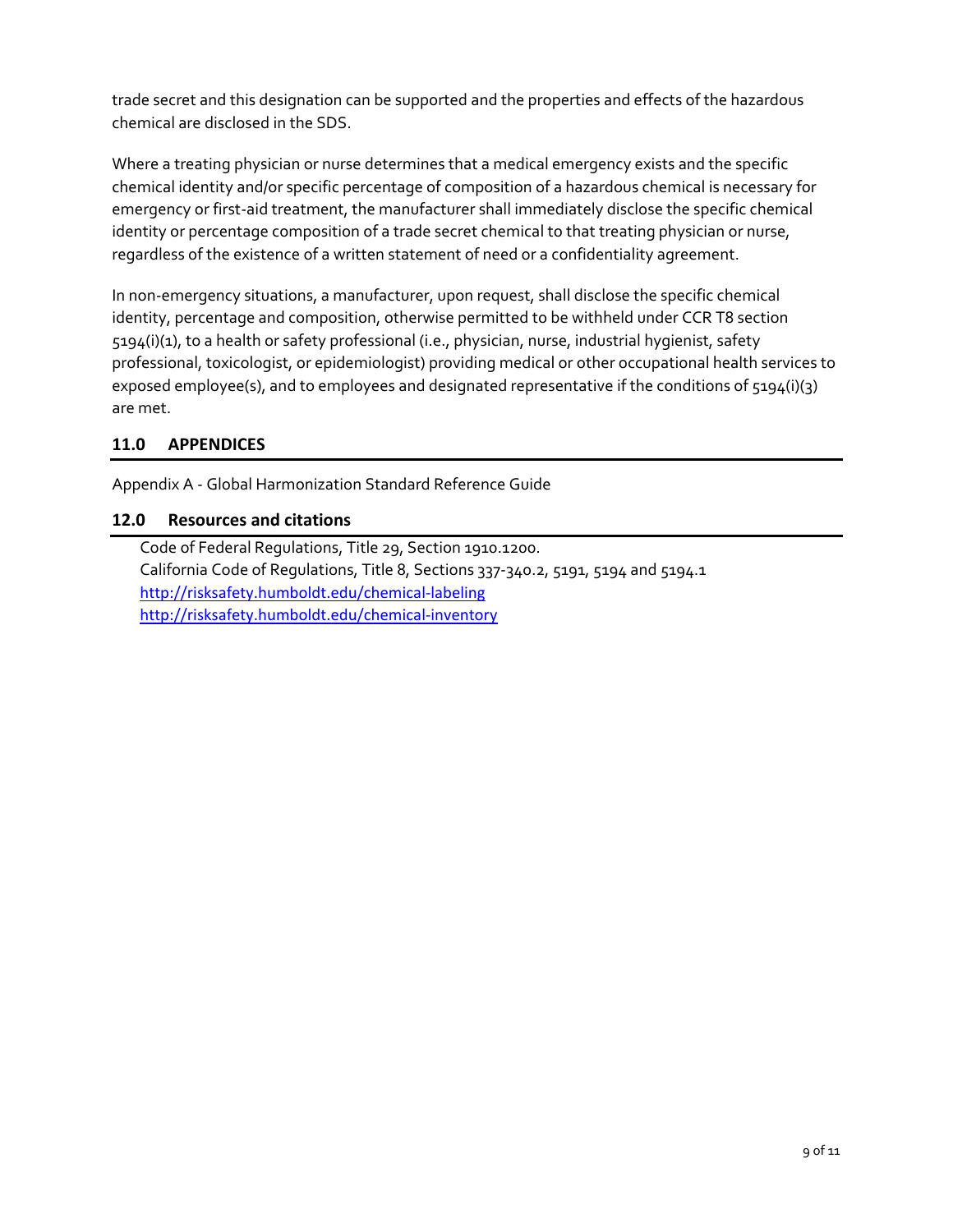trade secret and this designation can be supported and the properties and effects of the hazardous chemical are disclosed in the SDS.

Where a treating physician or nurse determines that a medical emergency exists and the specific chemical identity and/or specific percentage of composition of a hazardous chemical is necessary for emergency or first-aid treatment, the manufacturer shall immediately disclose the specific chemical identity or percentage composition of a trade secret chemical to that treating physician or nurse, regardless of the existence of a written statement of need or a confidentiality agreement.

In non-emergency situations, a manufacturer, upon request, shall disclose the specific chemical identity, percentage and composition, otherwise permitted to be withheld under CCR T8 section 5194(i)(1), to a health or safety professional (i.e., physician, nurse, industrial hygienist, safety professional, toxicologist, or epidemiologist) providing medical or other occupational health services to exposed employee(s), and to employees and designated representative if the conditions of 5194(i)(3) are met.

## 11.0 APPENDICES

Appendix A - Global Harmonization Standard Reference Guide

## 12.0 Resources and citations

Code of Federal Regulations, Title 29, Section 1910.1200.
California Code of Regulations, Title 8, Sections 337-340.2, 5191, 5194 and 5194.1
http://risksafety.humboldt.edu/chemical-labeling
http://risksafety.humboldt.edu/chemical-inventory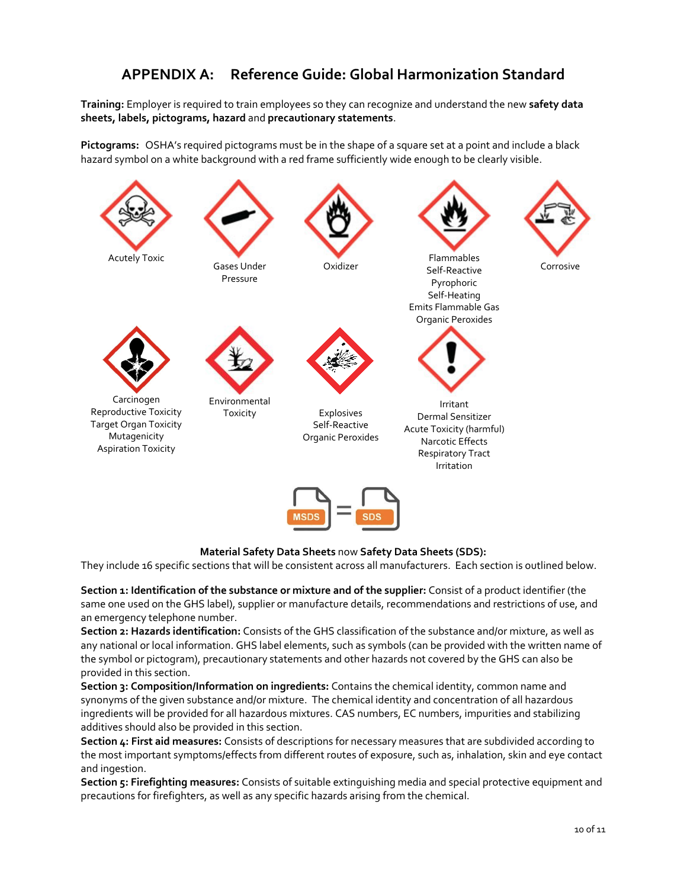# APPENDIX A: Reference Guide: Global Harmonization Standard

**Training:** Employer is required to train employees so they can recognize and understand the new **safety data sheets, labels, pictograms, hazard** and **precautionary statements**.

**Pictograms:** OSHA's required pictograms must be in the shape of a square set at a point and include a black hazard symbol on a white background with a red frame sufficiently wide enough to be clearly visible.

Acutely Toxic

Gases Under Pressure

Oxidizer

Flammables
Self-Reactive
Pyrophoric
Self-Heating
Emits Flammable Gas
Organic Peroxides

Corrosive

Carcinogen
Reproductive Toxicity
Target Organ Toxicity
Mutagenicity
Aspiration Toxicity

Environmental Toxicity

Explosives
Self-Reactive
Organic Peroxides

Irritant
Dermal Sensitizer
Acute Toxicity (harmful)
Narcotic Effects
Respiratory Tract Irritation

MSDS = SDS

**Material Safety Data Sheets** now **Safety Data Sheets (SDS):**

They include 16 specific sections that will be consistent across all manufacturers. Each section is outlined below.

**Section 1: Identification of the substance or mixture and of the supplier:** Consist of a product identifier (the same one used on the GHS label), supplier or manufacture details, recommendations and restrictions of use, and an emergency telephone number.

**Section 2: Hazards identification:** Consists of the GHS classification of the substance and/or mixture, as well as any national or local information. GHS label elements, such as symbols (can be provided with the written name of the symbol or pictogram), precautionary statements and other hazards not covered by the GHS can also be provided in this section.

**Section 3: Composition/Information on ingredients:** Contains the chemical identity, common name and synonyms of the given substance and/or mixture. The chemical identity and concentration of all hazardous ingredients will be provided for all hazardous mixtures. CAS numbers, EC numbers, impurities and stabilizing additives should also be provided in this section.

**Section 4: First aid measures:** Consists of descriptions for necessary measures that are subdivided according to the most important symptoms/effects from different routes of exposure, such as, inhalation, skin and eye contact and ingestion.

**Section 5: Firefighting measures:** Consists of suitable extinguishing media and special protective equipment and precautions for firefighters, as well as any specific hazards arising from the chemical.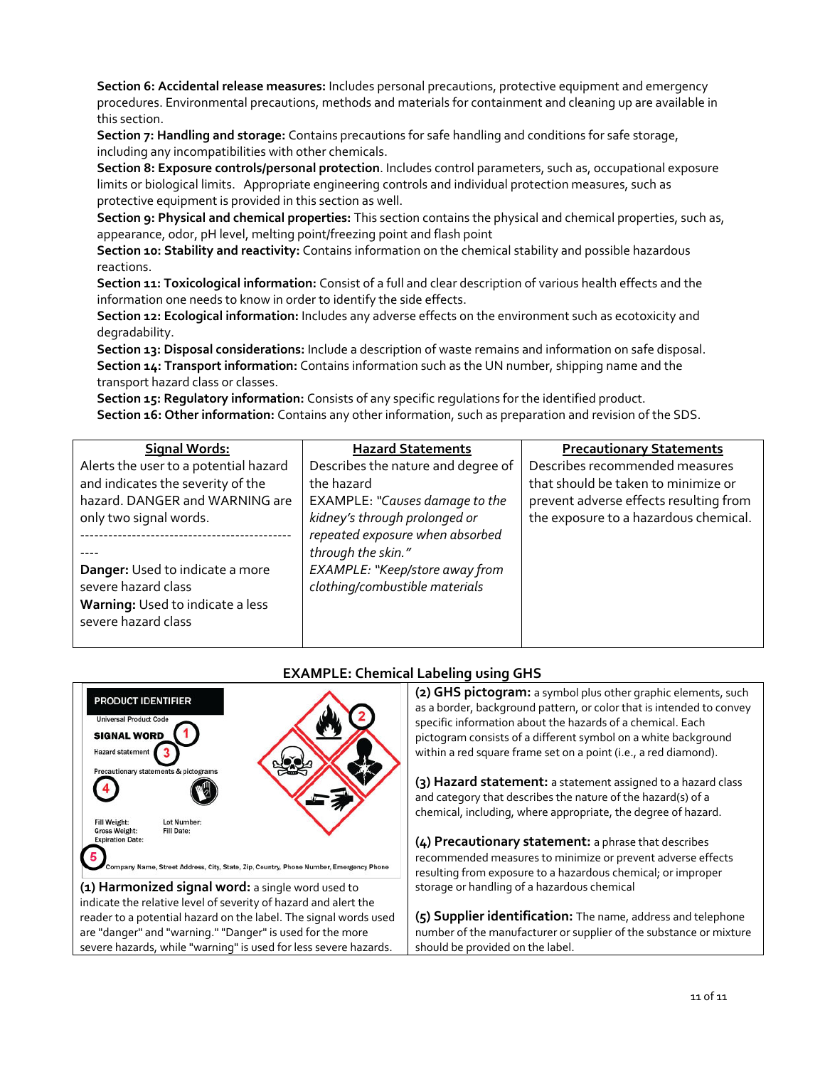**Section 6: Accidental release measures:** Includes personal precautions, protective equipment and emergency procedures. Environmental precautions, methods and materials for containment and cleaning up are available in this section.

**Section 7: Handling and storage:** Contains precautions for safe handling and conditions for safe storage, including any incompatibilities with other chemicals.

**Section 8: Exposure controls/personal protection**. Includes control parameters, such as, occupational exposure limits or biological limits. Appropriate engineering controls and individual protection measures, such as protective equipment is provided in this section as well.

**Section 9: Physical and chemical properties:** This section contains the physical and chemical properties, such as, appearance, odor, pH level, melting point/freezing point and flash point

**Section 10: Stability and reactivity:** Contains information on the chemical stability and possible hazardous reactions.

**Section 11: Toxicological information:** Consist of a full and clear description of various health effects and the information one needs to know in order to identify the side effects.

**Section 12: Ecological information:** Includes any adverse effects on the environment such as ecotoxicity and degradability.

**Section 13: Disposal considerations:** Include a description of waste remains and information on safe disposal.

**Section 14: Transport information:** Contains information such as the UN number, shipping name and the transport hazard class or classes.

**Section 15: Regulatory information:** Consists of any specific regulations for the identified product.

**Section 16: Other information:** Contains any other information, such as preparation and revision of the SDS.

| Signal Words: | Hazard Statements | Precautionary Statements |
|---|---|---|
| Alerts the user to a potential hazard and indicates the severity of the hazard. DANGER and WARNING are only two signal words.<br>------------------------------------------------<br>**Danger:** Used to indicate a more severe hazard class<br>**Warning:** Used to indicate a less severe hazard class | Describes the nature and degree of the hazard<br>EXAMPLE: *"Causes damage to the kidney's through prolonged or repeated exposure when absorbed through the skin."*<br>*EXAMPLE: "Keep/store away from clothing/combustible materials* | Describes recommended measures that should be taken to minimize or prevent adverse effects resulting from the exposure to a hazardous chemical. |

## EXAMPLE: Chemical Labeling using GHS

PRODUCT IDENTIFIER

Universal Product Code

SIGNAL WORD (1)

Hazard statement (3)

Precautionary statements & pictograms (4)

Fill Weight: Lot Number:
Gross Weight: Fill Date:
Expiration Date:

(5) Company Name, Street Address, City, State, Zip, Country, Phone Number, Emergency Phone

(2)

**(1) Harmonized signal word:** a single word used to indicate the relative level of severity of hazard and alert the reader to a potential hazard on the label. The signal words used are "danger" and "warning." "Danger" is used for the more severe hazards, while "warning" is used for less severe hazards.

**(2) GHS pictogram:** a symbol plus other graphic elements, such as a border, background pattern, or color that is intended to convey specific information about the hazards of a chemical. Each pictogram consists of a different symbol on a white background within a red square frame set on a point (i.e., a red diamond).

**(3) Hazard statement:** a statement assigned to a hazard class and category that describes the nature of the hazard(s) of a chemical, including, where appropriate, the degree of hazard.

**(4) Precautionary statement:** a phrase that describes recommended measures to minimize or prevent adverse effects resulting from exposure to a hazardous chemical; or improper storage or handling of a hazardous chemical

**(5) Supplier identification:** The name, address and telephone number of the manufacturer or supplier of the substance or mixture should be provided on the label.